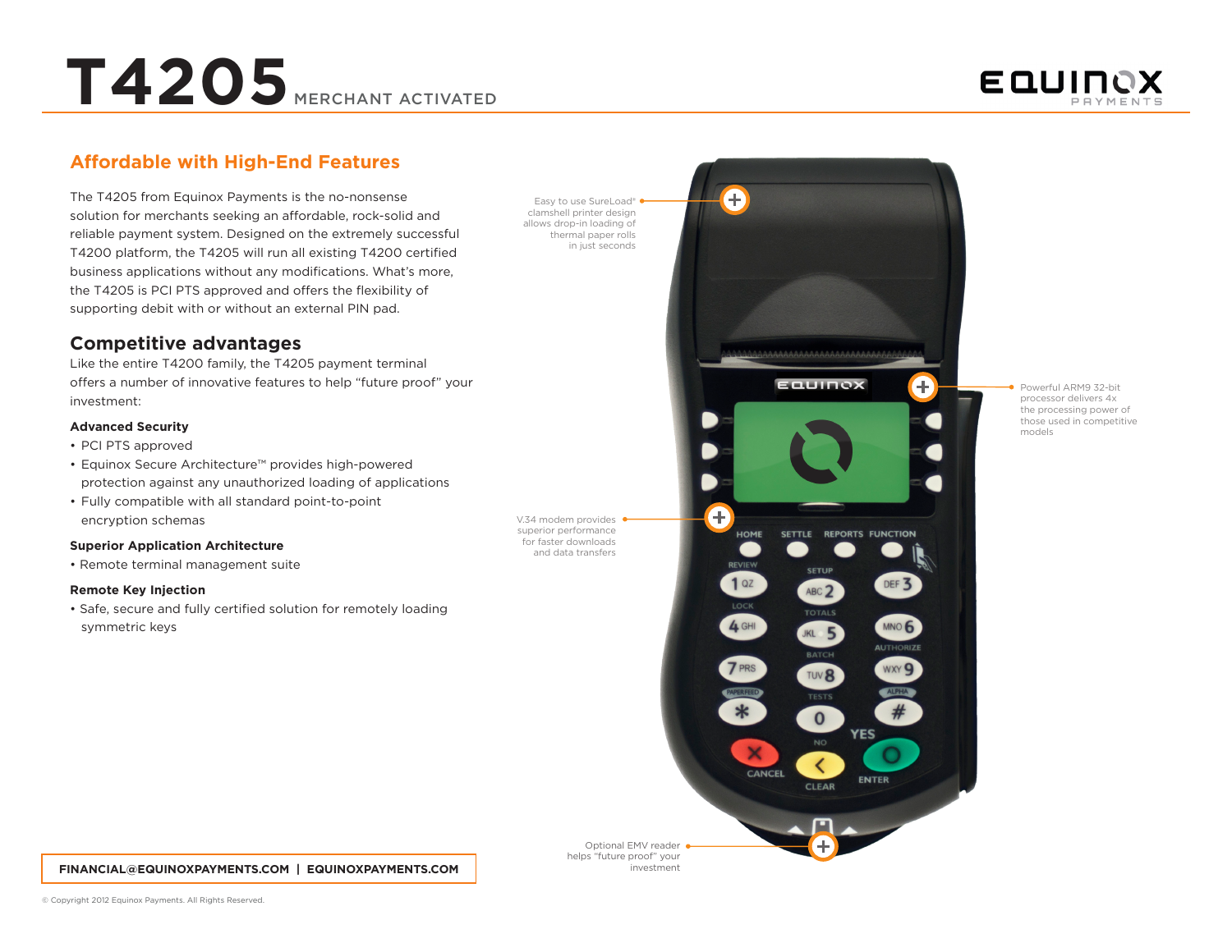# T4205 MERCHANT ACTIVATED

EQUINOX PAYMENTS

## Affordable with High-End Features

The T4205 from Equinox Payments is the no-nonsense solution for merchants seeking an affordable, rock-solid and reliable payment system. Designed on the extremely successful T4200 platform, the T4205 will run all existing T4200 certified business applications without any modifications. What's more, the T4205 is PCI PTS approved and offers the flexibility of supporting debit with or without an external PIN pad.

## Competitive advantages

Like the entire T4200 family, the T4205 payment terminal offers a number of innovative features to help "future proof" your investment:

### Advanced Security

- PCI PTS approved
- Equinox Secure Architecture™ provides high-powered protection against any unauthorized loading of applications
- Fully compatible with all standard point-to-point encryption schemas

### Superior Application Architecture

- Remote terminal management suite

### Remote Key Injection

- Safe, secure and fully certified solution for remotely loading symmetric keys

Easy to use SureLoad® clamshell printer design allows drop-in loading of thermal paper rolls in just seconds

Powerful ARM9 32-bit processor delivers 4x the processing power of those used in competitive models

V.34 modem provides superior performance for faster downloads and data transfers

Optional EMV reader helps "future proof" your investment

**FINANCIAL@EQUINOXPAYMENTS.COM | EQUINOXPAYMENTS.COM**

© Copyright 2012 Equinox Payments. All Rights Reserved.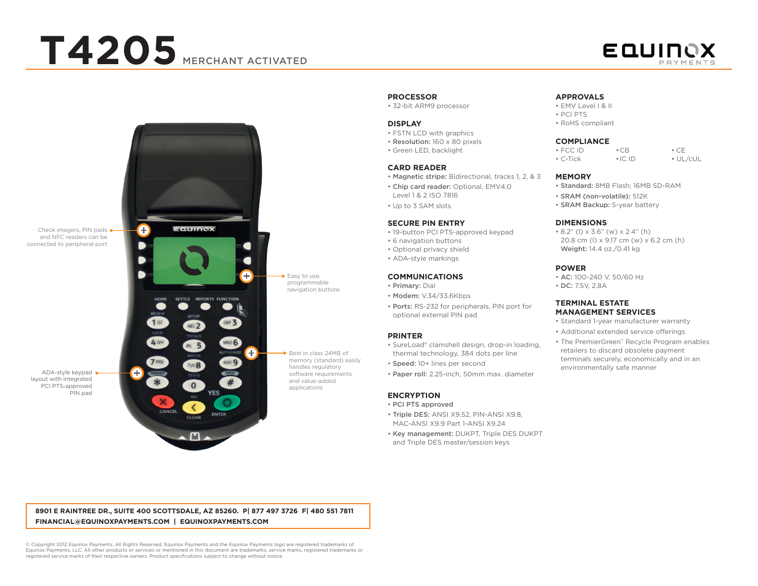# T4205 MERCHANT ACTIVATED

EQUINOX PAYMENTS

Check imagers, PIN pads and NFC readers can be connected to peripheral port

Easy to use, programmable navigation buttons

Best in class 24MB of memory (standard) easily handles regulatory software requirements and value-added applications

ADA-style keypad layout with integrated PCI PTS-approved PIN pad

## PROCESSOR

- 32-bit ARM9 processor

## DISPLAY

- FSTN LCD with graphics
- **Resolution:** 160 x 80 pixels
- Green LED, backlight

## CARD READER

- **Magnetic stripe:** Bidirectional, tracks 1, 2, & 3
- **Chip card reader:** Optional, EMV4.0 Level 1 & 2 ISO 7816
- Up to 3 SAM slots

## SECURE PIN ENTRY

- 19-button PCI PTS-approved keypad
- 6 navigation buttons
- Optional privacy shield
- ADA-style markings

## COMMUNICATIONS

- **Primary:** Dial
- **Modem:** V.34/33.6Kbps
- **Ports:** RS-232 for peripherals, PIN port for optional external PIN pad

## PRINTER

- SureLoad® clamshell design, drop-in loading, thermal technology, 384 dots per line
- **Speed:** 10+ lines per second
- **Paper roll:** 2.25-inch, 50mm max. diameter

## ENCRYPTION

- **PCI PTS approved**
- **Triple DES:** ANSI X9.52, PIN-ANSI X9.8, MAC-ANSI X9.9 Part 1-ANSI X9.24
- **Key management:** DUKPT, Triple DES DUKPT and Triple DES master/session keys

## APPROVALS

- EMV Level I & II
- PCI PTS
- RoHS compliant

## COMPLIANCE

- FCC ID
- CB
- CE
- C-Tick
- IC ID
- UL/cUL

## MEMORY

- **Standard:** 8MB Flash; 16MB SD-RAM
- **SRAM (non-volatile):** 512K
- **SRAM Backup:** 5-year battery

## DIMENSIONS

- 8.2" (l) x 3.6" (w) x 2.4" (h) 20.8 cm (l) x 9.17 cm (w) x 6.2 cm (h) **Weight:** 14.4 oz./0.41 kg

## POWER

- **AC:** 100-240 V, 50/60 Hz
- **DC:** 7.5V, 2.8A

## TERMINAL ESTATE MANAGEMENT SERVICES

- Standard 1-year manufacturer warranty
- Additional extended service offerings
- The PremierGreen™ Recycle Program enables retailers to discard obsolete payment terminals securely, economically and in an environmentally safe manner

**8901 E RAINTREE DR., SUITE 400 SCOTTSDALE, AZ 85260. P| 877 497 3726 F| 480 551 7811**
**FINANCIAL@EQUINOXPAYMENTS.COM | EQUINOXPAYMENTS.COM**

© Copyright 2012 Equinox Payments. All Rights Reserved. Equinox Payments and the Equinox Payments logo are registered trademarks of Equinox Payments, LLC. All other products or services or mentioned in this document are trademarks, service marks, registered trademarks or registered service marks of their respective owners. Product specifications subject to change without notice.